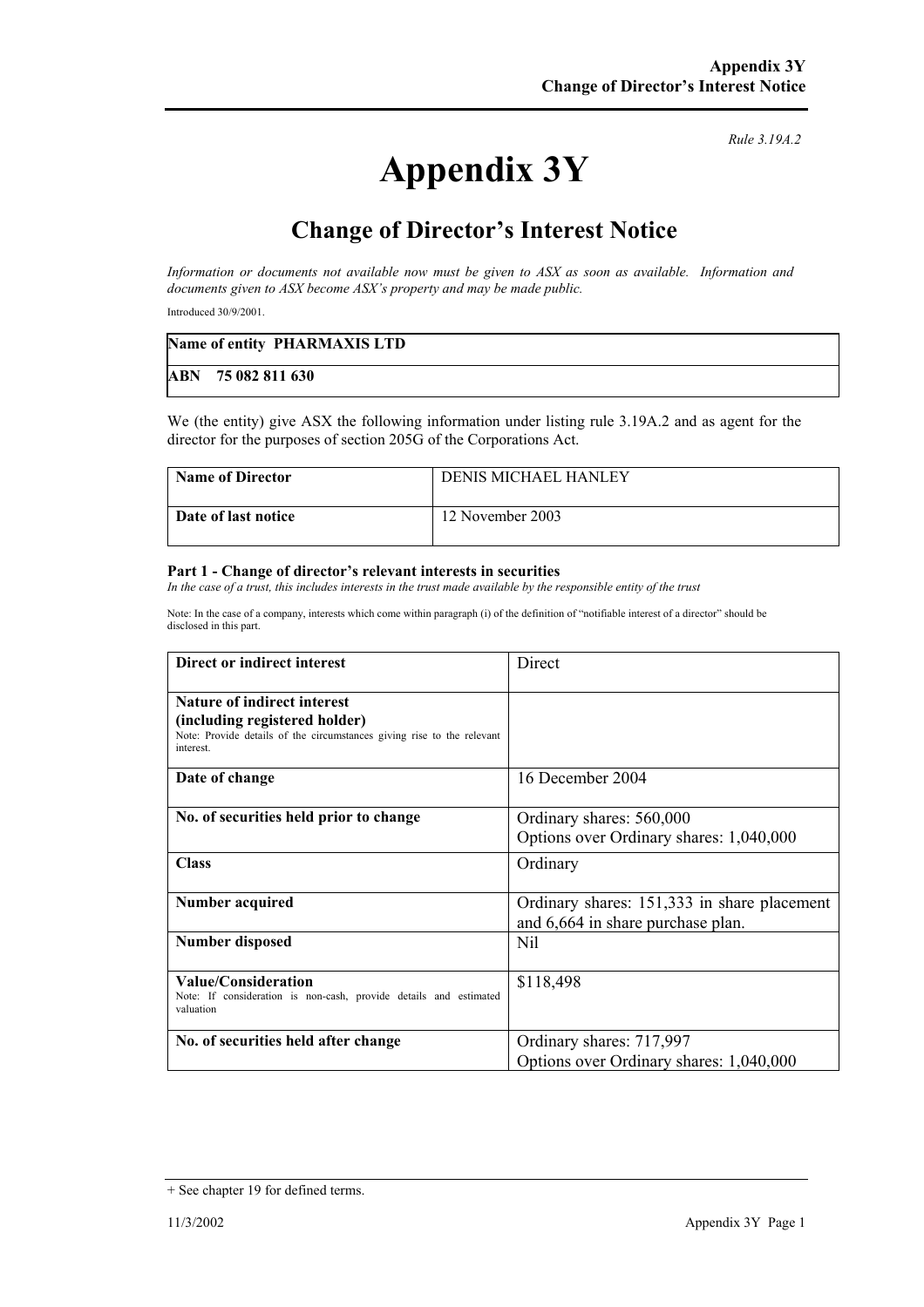*Rule 3.19A.2*

# Appendix 3Y

## Change of Director's Interest Notice

*Information or documents not available now must be given to ASX as soon as available. Information and documents given to ASX become ASX's property and may be made public.*

Introduced 30/9/2001.

| **Name of entity PHARMAXIS LTD** |
|---|
| **ABN 75 082 811 630** |

We (the entity) give ASX the following information under listing rule 3.19A.2 and as agent for the director for the purposes of section 205G of the Corporations Act.

| | |
|---|---|
| **Name of Director** | DENIS MICHAEL HANLEY |
| **Date of last notice** | 12 November 2003 |

### Part 1 - Change of director's relevant interests in securities

*In the case of a trust, this includes interests in the trust made available by the responsible entity of the trust*

Note: In the case of a company, interests which come within paragraph (i) of the definition of "notifiable interest of a director" should be disclosed in this part.

| | |
|---|---|
| **Direct or indirect interest** | Direct |
| **Nature of indirect interest (including registered holder)** Note: Provide details of the circumstances giving rise to the relevant interest. | |
| **Date of change** | 16 December 2004 |
| **No. of securities held prior to change** | Ordinary shares: 560,000<br>Options over Ordinary shares: 1,040,000 |
| **Class** | Ordinary |
| **Number acquired** | Ordinary shares: 151,333 in share placement and 6,664 in share purchase plan. |
| **Number disposed** | Nil |
| **Value/Consideration** Note: If consideration is non-cash, provide details and estimated valuation | $118,498 |
| **No. of securities held after change** | Ordinary shares: 717,997<br>Options over Ordinary shares: 1,040,000 |

+ See chapter 19 for defined terms.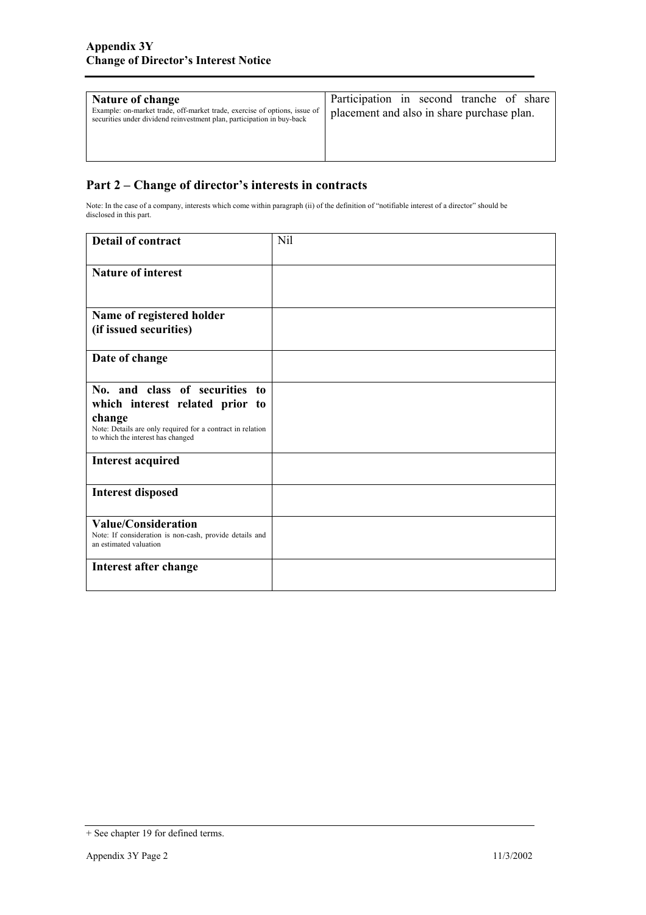| Nature of change<br>Example: on-market trade, off-market trade, exercise of options, issue of securities under dividend reinvestment plan, participation in buy-back | Participation in second tranche of share placement and also in share purchase plan. |
|---|---|

## Part 2 – Change of director's interests in contracts

Note: In the case of a company, interests which come within paragraph (ii) of the definition of "notifiable interest of a director" should be disclosed in this part.

| **Detail of contract** | Nil |
|---|---|
| **Nature of interest** | |
| **Name of registered holder (if issued securities)** | |
| **Date of change** | |
| **No. and class of securities to which interest related prior to change**<br>Note: Details are only required for a contract in relation to which the interest has changed | |
| **Interest acquired** | |
| **Interest disposed** | |
| **Value/Consideration**<br>Note: If consideration is non-cash, provide details and an estimated valuation | |
| **Interest after change** | |

+ See chapter 19 for defined terms.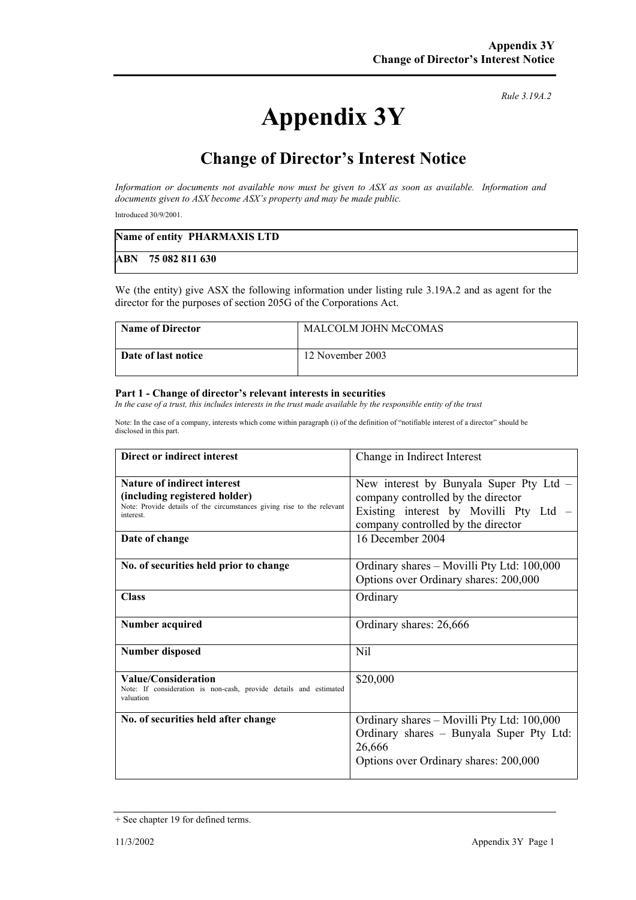*Rule 3.19A.2*

# Appendix 3Y

## Change of Director's Interest Notice

*Information or documents not available now must be given to ASX as soon as available. Information and documents given to ASX become ASX's property and may be made public.*

Introduced 30/9/2001.

| **Name of entity** **PHARMAXIS LTD** |
|---|
| **ABN 75 082 811 630** |

We (the entity) give ASX the following information under listing rule 3.19A.2 and as agent for the director for the purposes of section 205G of the Corporations Act.

| **Name of Director** | MALCOLM JOHN McCOMAS |
|---|---|
| **Date of last notice** | 12 November 2003 |

### Part 1 - Change of director's relevant interests in securities

*In the case of a trust, this includes interests in the trust made available by the responsible entity of the trust*

Note: In the case of a company, interests which come within paragraph (i) of the definition of "notifiable interest of a director" should be disclosed in this part.

| **Direct or indirect interest** | Change in Indirect Interest |
|---|---|
| **Nature of indirect interest (including registered holder)**<br>Note: Provide details of the circumstances giving rise to the relevant interest. | New interest by Bunyala Super Pty Ltd – company controlled by the director<br>Existing interest by Movilli Pty Ltd – company controlled by the director |
| **Date of change** | 16 December 2004 |
| **No. of securities held prior to change** | Ordinary shares – Movilli Pty Ltd: 100,000<br>Options over Ordinary shares: 200,000 |
| **Class** | Ordinary |
| **Number acquired** | Ordinary shares: 26,666 |
| **Number disposed** | Nil |
| **Value/Consideration**<br>Note: If consideration is non-cash, provide details and estimated valuation | $20,000 |
| **No. of securities held after change** | Ordinary shares – Movilli Pty Ltd: 100,000<br>Ordinary shares – Bunyala Super Pty Ltd: 26,666<br>Options over Ordinary shares: 200,000 |

+ See chapter 19 for defined terms.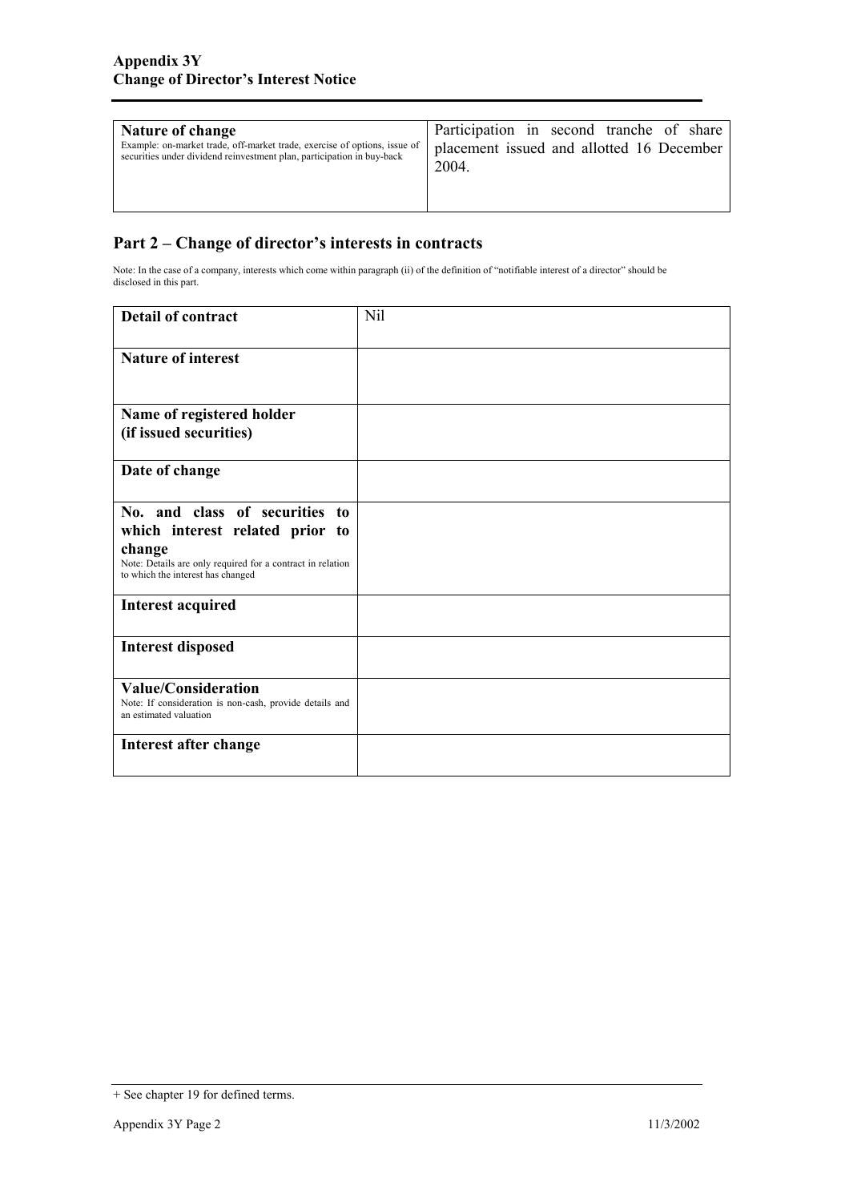| | |
|---|---|
| **Nature of change**<br>Example: on-market trade, off-market trade, exercise of options, issue of securities under dividend reinvestment plan, participation in buy-back | Participation in second tranche of share placement issued and allotted 16 December 2004. |

## Part 2 – Change of director's interests in contracts

Note: In the case of a company, interests which come within paragraph (ii) of the definition of "notifiable interest of a director" should be disclosed in this part.

| | |
|---|---|
| **Detail of contract** | Nil |
| **Nature of interest** | |
| **Name of registered holder (if issued securities)** | |
| **Date of change** | |
| **No. and class of securities to which interest related prior to change**<br>Note: Details are only required for a contract in relation to which the interest has changed | |
| **Interest acquired** | |
| **Interest disposed** | |
| **Value/Consideration**<br>Note: If consideration is non-cash, provide details and an estimated valuation | |
| **Interest after change** | |

+ See chapter 19 for defined terms.